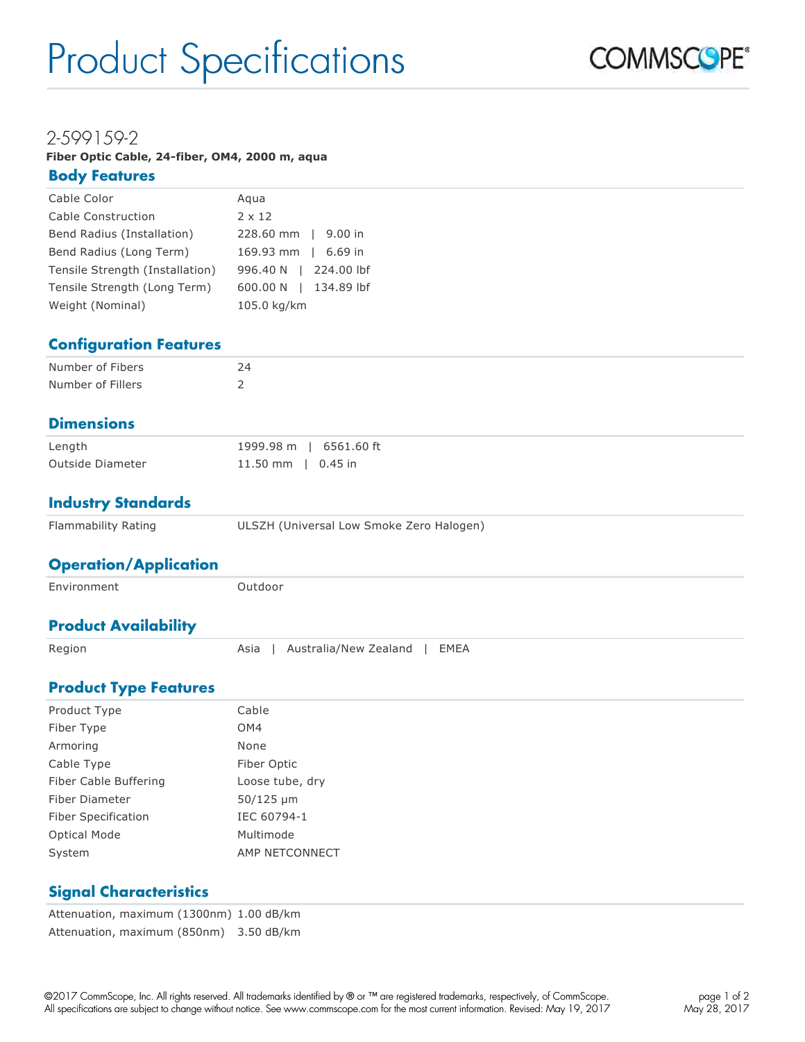# Product Specifications

COMMSCOPE®

## 2-599159-2

**Fiber Optic Cable, 24-fiber, OM4, 2000 m, aqua**

### Body Features

| | |
|---|---|
| Cable Color | Aqua |
| Cable Construction | 2 x 12 |
| Bend Radius (Installation) | 228.60 mm \| 9.00 in |
| Bend Radius (Long Term) | 169.93 mm \| 6.69 in |
| Tensile Strength (Installation) | 996.40 N \| 224.00 lbf |
| Tensile Strength (Long Term) | 600.00 N \| 134.89 lbf |
| Weight (Nominal) | 105.0 kg/km |

### Configuration Features

| | |
|---|---|
| Number of Fibers | 24 |
| Number of Fillers | 2 |

### Dimensions

| | |
|---|---|
| Length | 1999.98 m \| 6561.60 ft |
| Outside Diameter | 11.50 mm \| 0.45 in |

### Industry Standards

| | |
|---|---|
| Flammability Rating | ULSZH (Universal Low Smoke Zero Halogen) |

### Operation/Application

| | |
|---|---|
| Environment | Outdoor |

### Product Availability

| | |
|---|---|
| Region | Asia \| Australia/New Zealand \| EMEA |

### Product Type Features

| | |
|---|---|
| Product Type | Cable |
| Fiber Type | OM4 |
| Armoring | None |
| Cable Type | Fiber Optic |
| Fiber Cable Buffering | Loose tube, dry |
| Fiber Diameter | 50/125 µm |
| Fiber Specification | IEC 60794-1 |
| Optical Mode | Multimode |
| System | AMP NETCONNECT |

### Signal Characteristics

| | |
|---|---|
| Attenuation, maximum (1300nm) | 1.00 dB/km |
| Attenuation, maximum (850nm) | 3.50 dB/km |

©2017 CommScope, Inc. All rights reserved. All trademarks identified by ® or ™ are registered trademarks, respectively, of CommScope. All specifications are subject to change without notice. See www.commscope.com for the most current information. Revised: May 19, 2017

May 28, 2017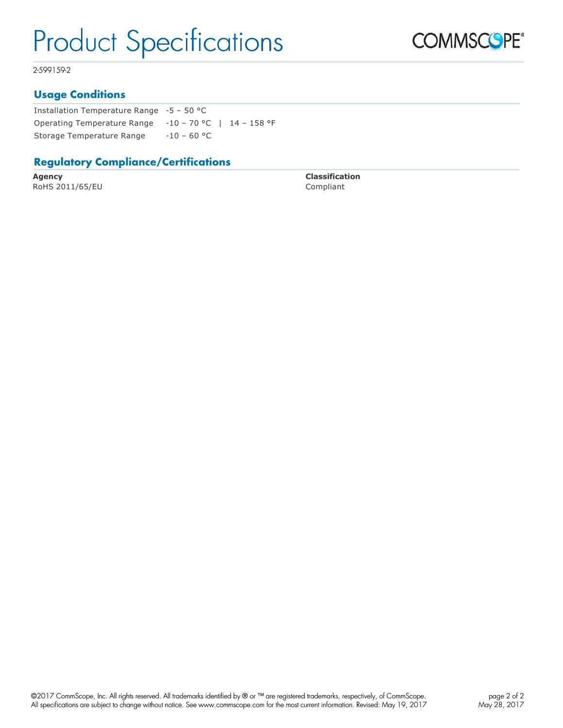# Product Specifications

2-599159-2

## Usage Conditions

| | |
|---|---|
| Installation Temperature Range | -5 – 50 °C |
| Operating Temperature Range | -10 – 70 °C \| 14 – 158 °F |
| Storage Temperature Range | -10 – 60 °C |

## Regulatory Compliance/Certifications

| Agency | Classification |
|---|---|
| RoHS 2011/65/EU | Compliant |

©2017 CommScope, Inc. All rights reserved. All trademarks identified by ® or ™ are registered trademarks, respectively, of CommScope.
All specifications are subject to change without notice. See www.commscope.com for the most current information. Revised: May 19, 2017

May 28, 2017